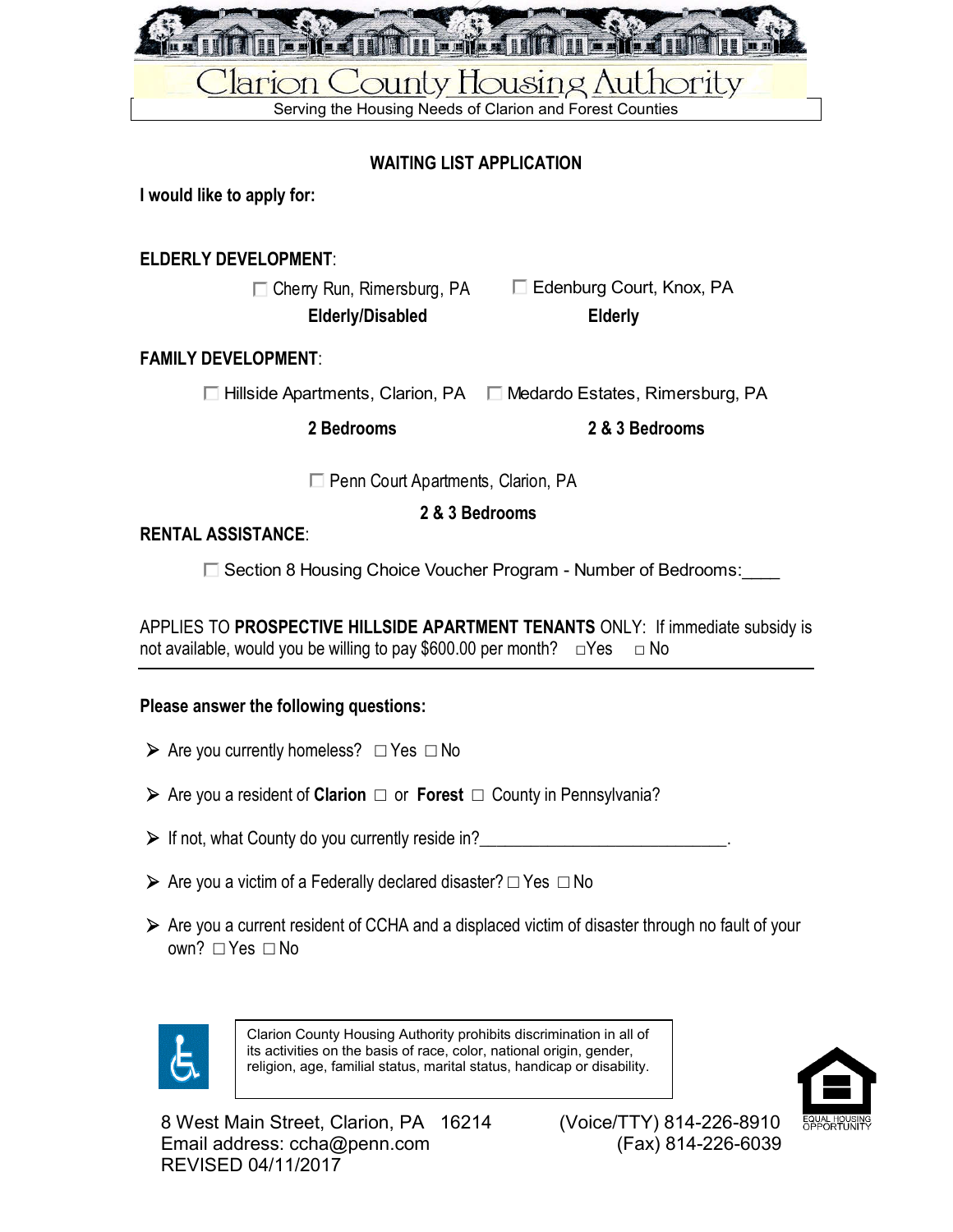# Clarion County Housing Authority

Serving the Housing Needs of Clarion and Forest Counties

## WAITING LIST APPLICATION

**I would like to apply for:**

**ELDERLY DEVELOPMENT**:

☐ Cherry Run, Rimersburg, PA — **Elderly/Disabled**

☐ Edenburg Court, Knox, PA — **Elderly**

**FAMILY DEVELOPMENT**:

☐ Hillside Apartments, Clarion, PA — **2 Bedrooms**

☐ Medardo Estates, Rimersburg, PA — **2 & 3 Bedrooms**

☐ Penn Court Apartments, Clarion, PA — **2 & 3 Bedrooms**

**RENTAL ASSISTANCE**:

☐ Section 8 Housing Choice Voucher Program - Number of Bedrooms:____

APPLIES TO **PROSPECTIVE HILLSIDE APARTMENT TENANTS** ONLY: If immediate subsidy is not available, would you be willing to pay $600.00 per month? ☐Yes ☐ No

---

**Please answer the following questions:**

- Are you currently homeless? ☐ Yes ☐ No
- Are you a resident of **Clarion** ☐ or **Forest** ☐ County in Pennsylvania?
- If not, what County do you currently reside in?_____________________________.
- Are you a victim of a Federally declared disaster? ☐ Yes ☐ No
- Are you a current resident of CCHA and a displaced victim of disaster through no fault of your own? ☐ Yes ☐ No

Clarion County Housing Authority prohibits discrimination in all of its activities on the basis of race, color, national origin, gender, religion, age, familial status, marital status, handicap or disability.

8 West Main Street, Clarion, PA 16214
Email address: ccha@penn.com
REVISED 04/11/2017

(Voice/TTY) 814-226-8910
(Fax) 814-226-6039

EQUAL HOUSING OPPORTUNITY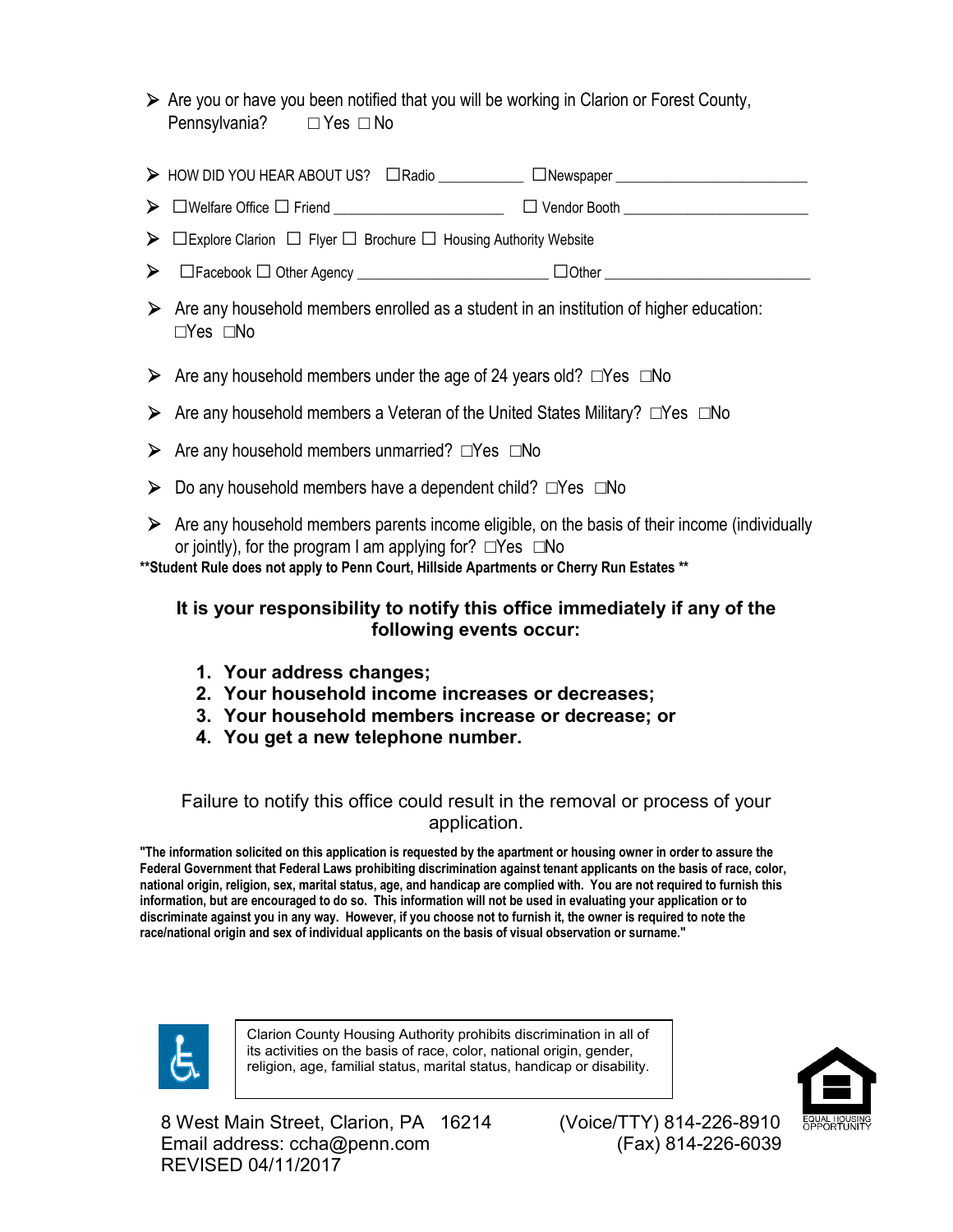- Are you or have you been notified that you will be working in Clarion or Forest County, Pennsylvania? ☐ Yes ☐ No

- HOW DID YOU HEAR ABOUT US? ☐Radio ___________ ☐Newspaper _________________________
- ☐Welfare Office ☐ Friend ______________________ ☐ Vendor Booth _______________________
- ☐Explore Clarion ☐ Flyer ☐ Brochure ☐ Housing Authority Website
- ☐Facebook ☐ Other Agency ________________________ ☐Other __________________________

- Are any household members enrolled as a student in an institution of higher education: ☐Yes ☐No
- Are any household members under the age of 24 years old? ☐Yes ☐No
- Are any household members a Veteran of the United States Military? ☐Yes ☐No
- Are any household members unmarried? ☐Yes ☐No
- Do any household members have a dependent child? ☐Yes ☐No
- Are any household members parents income eligible, on the basis of their income (individually or jointly), for the program I am applying for? ☐Yes ☐No

****Student Rule does not apply to Penn Court, Hillside Apartments or Cherry Run Estates ****

**It is your responsibility to notify this office immediately if any of the following events occur:**

1. **Your address changes;**
2. **Your household income increases or decreases;**
3. **Your household members increase or decrease; or**
4. **You get a new telephone number.**

Failure to notify this office could result in the removal or process of your application.

**"The information solicited on this application is requested by the apartment or housing owner in order to assure the Federal Government that Federal Laws prohibiting discrimination against tenant applicants on the basis of race, color, national origin, religion, sex, marital status, age, and handicap are complied with. You are not required to furnish this information, but are encouraged to do so. This information will not be used in evaluating your application or to discriminate against you in any way. However, if you choose not to furnish it, the owner is required to note the race/national origin and sex of individual applicants on the basis of visual observation or surname."**

Clarion County Housing Authority prohibits discrimination in all of its activities on the basis of race, color, national origin, gender, religion, age, familial status, marital status, handicap or disability.

EQUAL HOUSING OPPORTUNITY

8 West Main Street, Clarion, PA 16214
Email address: ccha@penn.com
REVISED 04/11/2017

(Voice/TTY) 814-226-8910
(Fax) 814-226-6039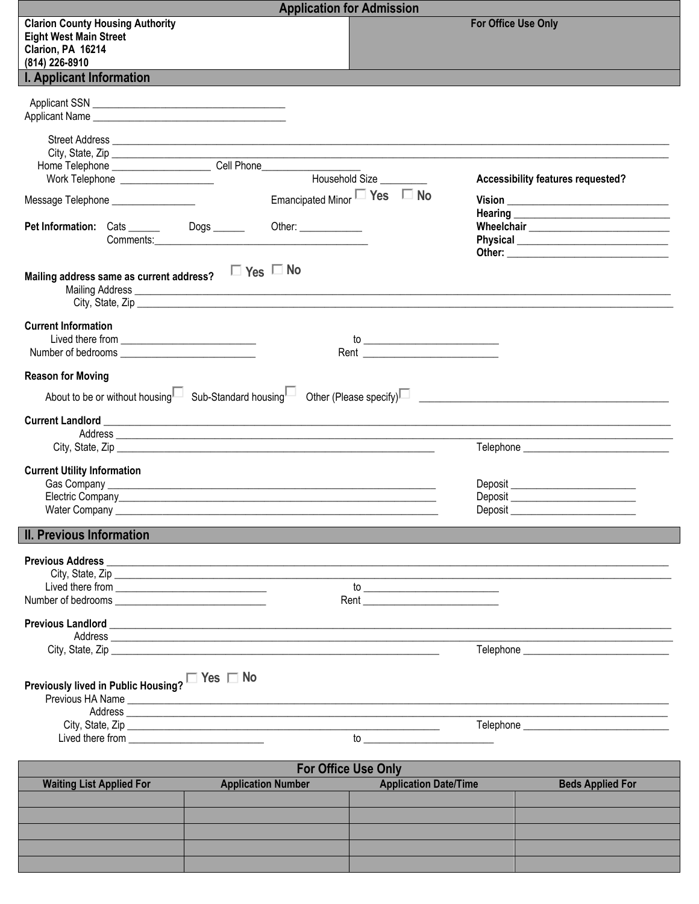## Application for Admission

| Clarion County Housing Authority<br>Eight West Main Street<br>Clarion, PA 16214<br>(814) 226-8910 | For Office Use Only |
|---|---|

## I. Applicant Information

Applicant SSN ___________________________________
Applicant Name ___________________________________

Street Address ___________________________________
City, State, Zip ___________________________________
Home Telephone _________________ Cell Phone_________________
Work Telephone _________________ Household Size _________
Message Telephone ________________ Emancipated Minor ☐ Yes ☐ No

**Accessibility features requested?**
**Vision** ___________________________
**Hearing** ___________________________
**Wheelchair** ___________________________
**Physical** ___________________________
**Other:** ___________________________

**Pet Information:** Cats ______ Dogs ______ Other: ___________
Comments: ___________________________________

**Mailing address same as current address?** ☐ Yes ☐ No
Mailing Address ___________________________________
City, State, Zip ___________________________________

**Current Information**
Lived there from _________________________ to _________________________
Number of bedrooms _________________________ Rent _________________________

**Reason for Moving**
About to be or without housing ☐ Sub-Standard housing ☐ Other (Please specify) ☐ _____________________________

**Current Landlord** ___________________________________
Address ___________________________________
City, State, Zip ___________________________________ Telephone ___________________________

**Current Utility Information**
Gas Company ___________________________________ Deposit _______________________
Electric Company___________________________________ Deposit _______________________
Water Company ___________________________________ Deposit _______________________

## II. Previous Information

**Previous Address** ___________________________________
City, State, Zip ___________________________________
Lived there from ___________________________ to _________________________
Number of bedrooms ___________________________ Rent _________________________

**Previous Landlord** ___________________________________
Address ___________________________________
City, State, Zip ___________________________________ Telephone ___________________________

**Previously lived in Public Housing?** ☐ Yes ☐ No
Previous HA Name ___________________________________
Address ___________________________________
City, State, Zip ___________________________________ Telephone ___________________________
Lived there from _________________________ to _________________________

| For Office Use Only | | | |
|---|---|---|---|
| **Waiting List Applied For** | **Application Number** | **Application Date/Time** | **Beds Applied For** |
| | | | |
| | | | |
| | | | |
| | | | |
| | | | |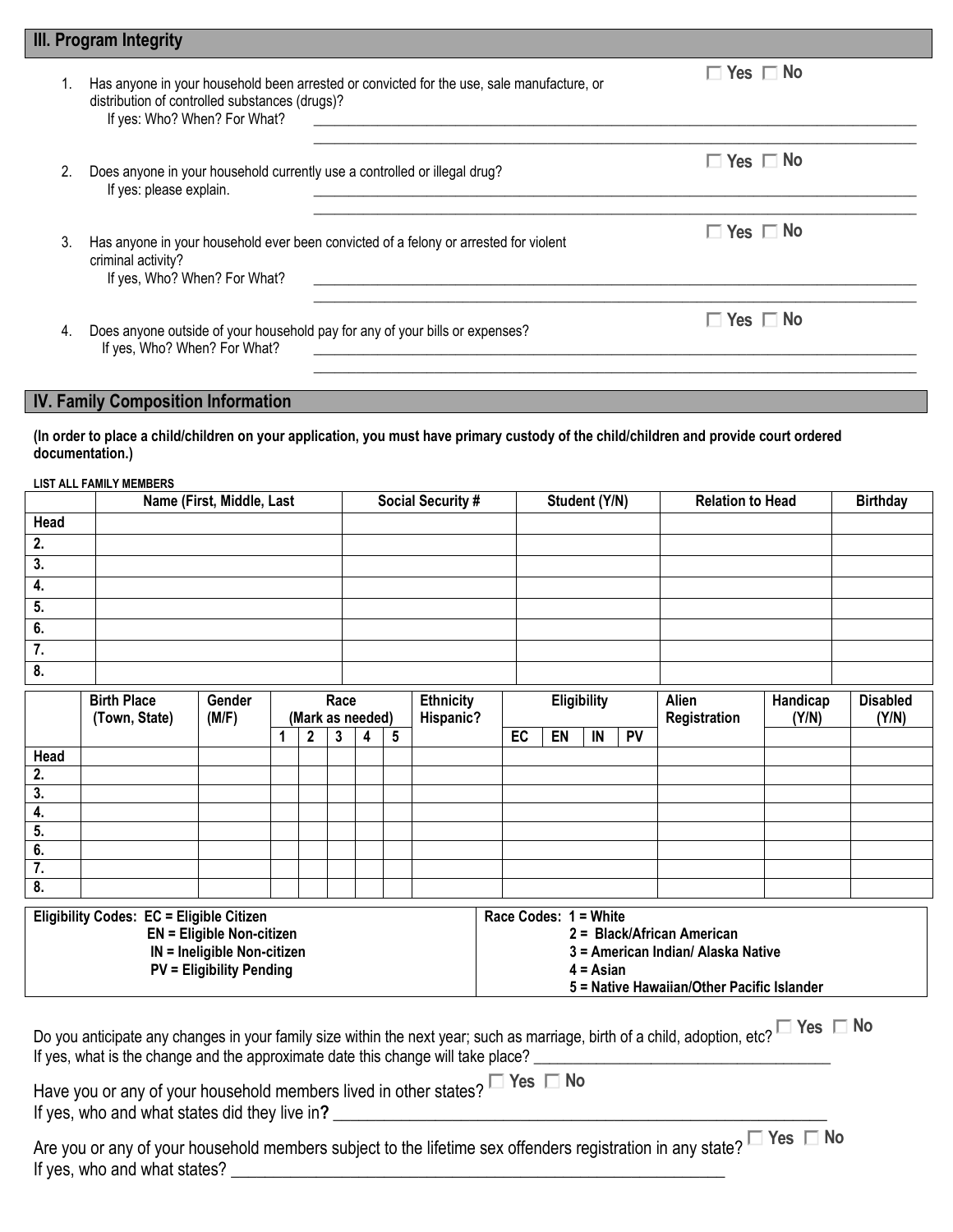## III. Program Integrity

1. Has anyone in your household been arrested or convicted for the use, sale manufacture, or distribution of controlled substances (drugs)? ☐ Yes ☐ No
   If yes: Who? When? For What? ____________________________________________
   ____________________________________________

2. Does anyone in your household currently use a controlled or illegal drug? ☐ Yes ☐ No
   If yes: please explain. ____________________________________________
   ____________________________________________

3. Has anyone in your household ever been convicted of a felony or arrested for violent criminal activity? ☐ Yes ☐ No
   If yes, Who? When? For What? ____________________________________________
   ____________________________________________

4. Does anyone outside of your household pay for any of your bills or expenses? ☐ Yes ☐ No
   If yes, Who? When? For What? ____________________________________________
   ____________________________________________

## IV. Family Composition Information

**(In order to place a child/children on your application, you must have primary custody of the child/children and provide court ordered documentation.)**

**LIST ALL FAMILY MEMBERS**

| | Name (First, Middle, Last | Social Security # | Student (Y/N) | Relation to Head | Birthday |
|---|---|---|---|---|---|
| Head | | | | | |
| 2. | | | | | |
| 3. | | | | | |
| 4. | | | | | |
| 5. | | | | | |
| 6. | | | | | |
| 7. | | | | | |
| 8. | | | | | |

| | Birth Place (Town, State) | Gender (M/F) | Race (Mark as needed) | | | | | Ethnicity Hispanic? | Eligibility | | | | Alien Registration | Handicap (Y/N) | Disabled (Y/N) |
|---|---|---|---|---|---|---|---|---|---|---|---|---|---|---|---|
| | | | 1 | 2 | 3 | 4 | 5 | | EC | EN | IN | PV | | | |
| Head | | | | | | | | | | | | | | | |
| 2. | | | | | | | | | | | | | | | |
| 3. | | | | | | | | | | | | | | | |
| 4. | | | | | | | | | | | | | | | |
| 5. | | | | | | | | | | | | | | | |
| 6. | | | | | | | | | | | | | | | |
| 7. | | | | | | | | | | | | | | | |
| 8. | | | | | | | | | | | | | | | |

| Eligibility Codes | Race Codes |
|---|---|
| **EC = Eligible Citizen** | **1 = White** |
| **EN = Eligible Non-citizen** | **2 = Black/African American** |
| **IN = Ineligible Non-citizen** | **3 = American Indian/ Alaska Native** |
| **PV = Eligibility Pending** | **4 = Asian** |
| | **5 = Native Hawaiian/Other Pacific Islander** |

Do you anticipate any changes in your family size within the next year; such as marriage, birth of a child, adoption, etc? ☐ Yes ☐ No
If yes, what is the change and the approximate date this change will take place? ____________________________________

Have you or any of your household members lived in other states? ☐ Yes ☐ No
If yes, who and what states did they live in? ____________________________________________

Are you or any of your household members subject to the lifetime sex offenders registration in any state? ☐ Yes ☐ No
If yes, who and what states? ____________________________________________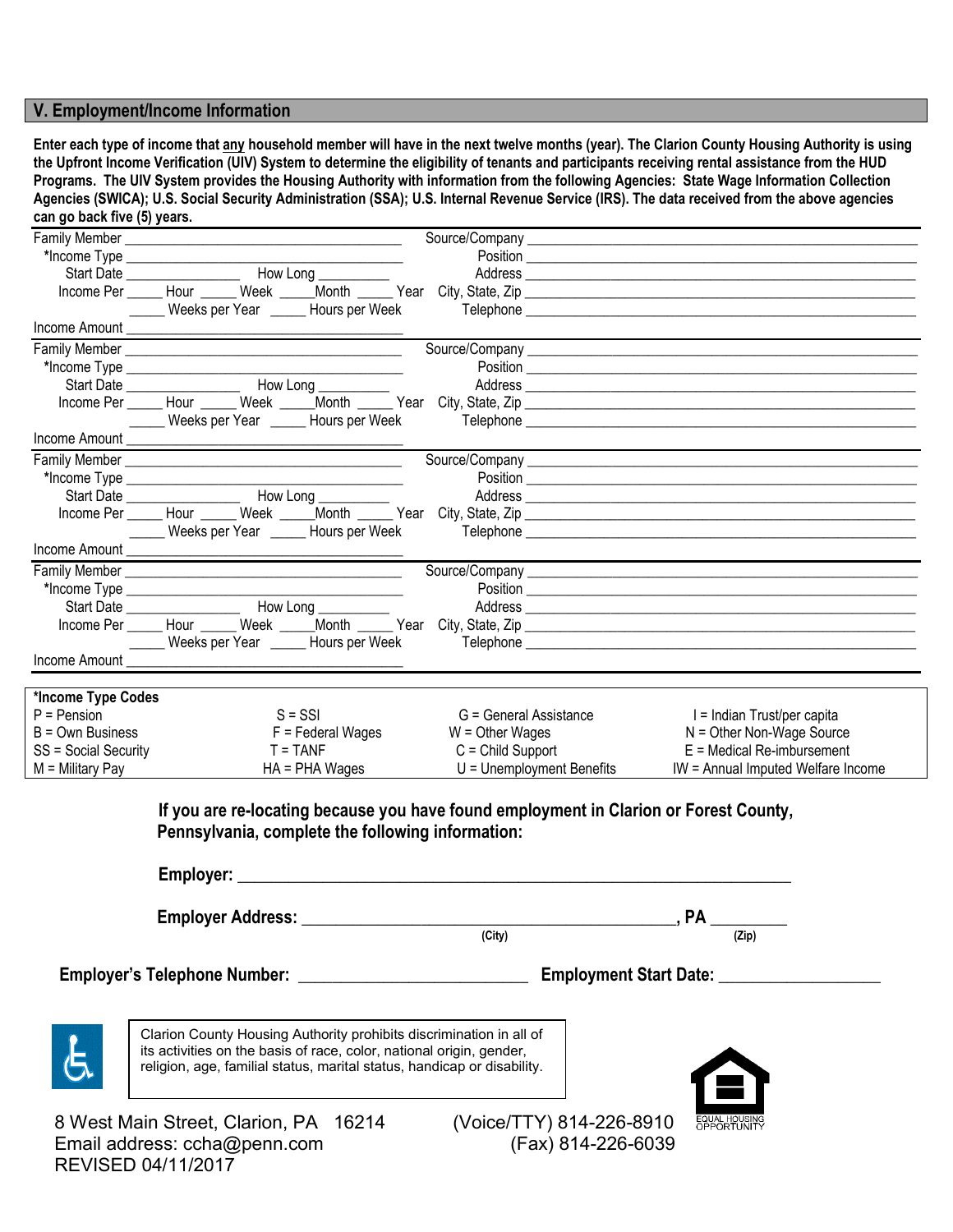## V. Employment/Income Information

**Enter each type of income that any household member will have in the next twelve months (year). The Clarion County Housing Authority is using the Upfront Income Verification (UIV) System to determine the eligibility of tenants and participants receiving rental assistance from the HUD Programs. The UIV System provides the Housing Authority with information from the following Agencies: State Wage Information Collection Agencies (SWICA); U.S. Social Security Administration (SSA); U.S. Internal Revenue Service (IRS). The data received from the above agencies can go back five (5) years.**

Family Member ______________________________ Source/Company ______________________________
*Income Type ______________________________ Position ______________________________
Start Date ______________ How Long __________ Address ______________________________
Income Per _____ Hour _____ Week _____Month _____ Year City, State, Zip ______________________________
_____ Weeks per Year _____ Hours per Week Telephone ______________________________
Income Amount ______________________________

Family Member ______________________________ Source/Company ______________________________
*Income Type ______________________________ Position ______________________________
Start Date ______________ How Long __________ Address ______________________________
Income Per _____ Hour _____ Week _____Month _____ Year City, State, Zip ______________________________
_____ Weeks per Year _____ Hours per Week Telephone ______________________________
Income Amount ______________________________

Family Member ______________________________ Source/Company ______________________________
*Income Type ______________________________ Position ______________________________
Start Date ______________ How Long __________ Address ______________________________
Income Per _____ Hour _____ Week _____Month _____ Year City, State, Zip ______________________________
_____ Weeks per Year _____ Hours per Week Telephone ______________________________
Income Amount ______________________________

Family Member ______________________________ Source/Company ______________________________
*Income Type ______________________________ Position ______________________________
Start Date ______________ How Long __________ Address ______________________________
Income Per _____ Hour _____ Week _____Month _____ Year City, State, Zip ______________________________
_____ Weeks per Year _____ Hours per Week Telephone ______________________________
Income Amount ______________________________

**\*Income Type Codes**

| | | | |
|---|---|---|---|
| P = Pension | S = SSI | G = General Assistance | I = Indian Trust/per capita |
| B = Own Business | F = Federal Wages | W = Other Wages | N = Other Non-Wage Source |
| SS = Social Security | T = TANF | C = Child Support | E = Medical Re-imbursement |
| M = Military Pay | HA = PHA Wages | U = Unemployment Benefits | IW = Annual Imputed Welfare Income |

**If you are re-locating because you have found employment in Clarion or Forest County, Pennsylvania, complete the following information:**

**Employer:** ____________________________________________

**Employer Address:** ______________________________, **PA** ________
(City) (Zip)

**Employer's Telephone Number:** ____________________ **Employment Start Date:** ______________

Clarion County Housing Authority prohibits discrimination in all of its activities on the basis of race, color, national origin, gender, religion, age, familial status, marital status, handicap or disability.

EQUAL HOUSING OPPORTUNITY

8 West Main Street, Clarion, PA 16214 (Voice/TTY) 814-226-8910
Email address: ccha@penn.com (Fax) 814-226-6039
REVISED 04/11/2017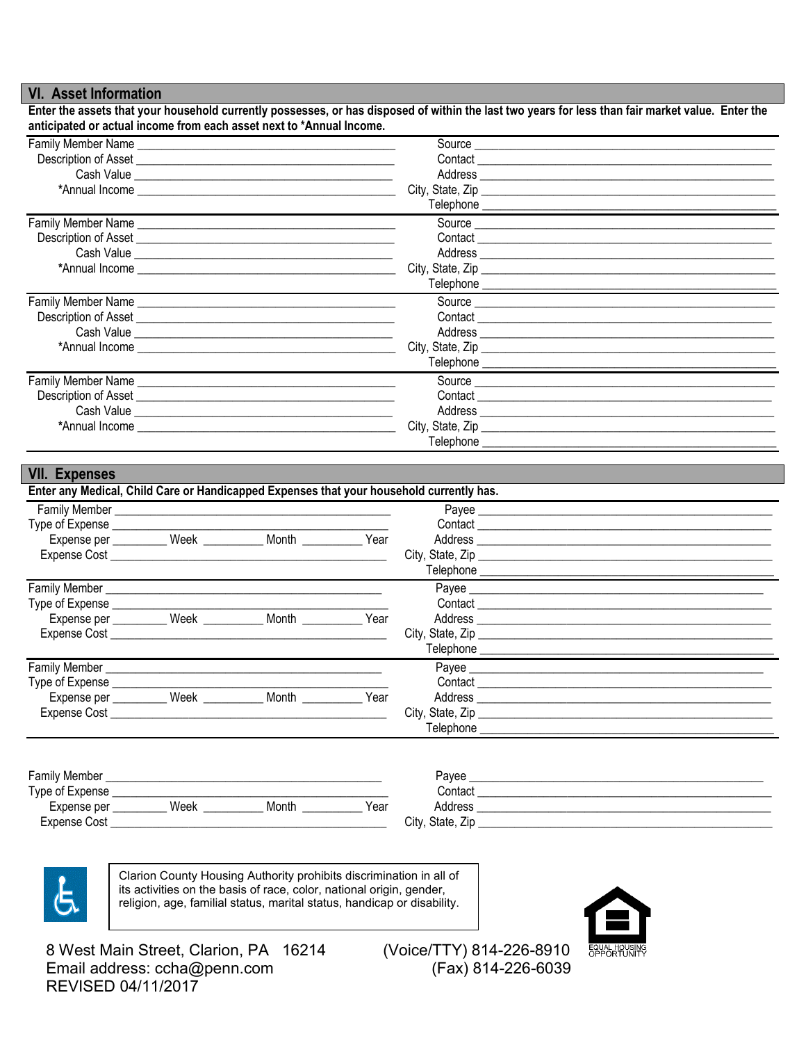## VI. Asset Information

**Enter the assets that your household currently possesses, or has disposed of within the last two years for less than fair market value. Enter the anticipated or actual income from each asset next to *Annual Income.**

Family Member Name ______________________________ Source ______________________________
Description of Asset ______________________________ Contact ______________________________
Cash Value ______________________________ Address ______________________________
*Annual Income ______________________________ City, State, Zip ______________________________
Telephone ______________________________

---

Family Member Name ______________________________ Source ______________________________
Description of Asset ______________________________ Contact ______________________________
Cash Value ______________________________ Address ______________________________
*Annual Income ______________________________ City, State, Zip ______________________________
Telephone ______________________________

---

Family Member Name ______________________________ Source ______________________________
Description of Asset ______________________________ Contact ______________________________
Cash Value ______________________________ Address ______________________________
*Annual Income ______________________________ City, State, Zip ______________________________
Telephone ______________________________

---

Family Member Name ______________________________ Source ______________________________
Description of Asset ______________________________ Contact ______________________________
Cash Value ______________________________ Address ______________________________
*Annual Income ______________________________ City, State, Zip ______________________________
Telephone ______________________________

## VII. Expenses

**Enter any Medical, Child Care or Handicapped Expenses that your household currently has.**

Family Member ______________________________ Payee ______________________________
Type of Expense ______________________________ Contact ______________________________
Expense per ________ Week ________ Month ________ Year Address ______________________________
Expense Cost ______________________________ City, State, Zip ______________________________
Telephone ______________________________

---

Family Member ______________________________ Payee ______________________________
Type of Expense ______________________________ Contact ______________________________
Expense per ________ Week ________ Month ________ Year Address ______________________________
Expense Cost ______________________________ City, State, Zip ______________________________
Telephone ______________________________

---

Family Member ______________________________ Payee ______________________________
Type of Expense ______________________________ Contact ______________________________
Expense per ________ Week ________ Month ________ Year Address ______________________________
Expense Cost ______________________________ City, State, Zip ______________________________
Telephone ______________________________

---

Family Member ______________________________ Payee ______________________________
Type of Expense ______________________________ Contact ______________________________
Expense per ________ Week ________ Month ________ Year Address ______________________________
Expense Cost ______________________________ City, State, Zip ______________________________

Clarion County Housing Authority prohibits discrimination in all of its activities on the basis of race, color, national origin, gender, religion, age, familial status, marital status, handicap or disability.

EQUAL HOUSING OPPORTUNITY

8 West Main Street, Clarion, PA 16214
Email address: ccha@penn.com
REVISED 04/11/2017

(Voice/TTY) 814-226-8910
(Fax) 814-226-6039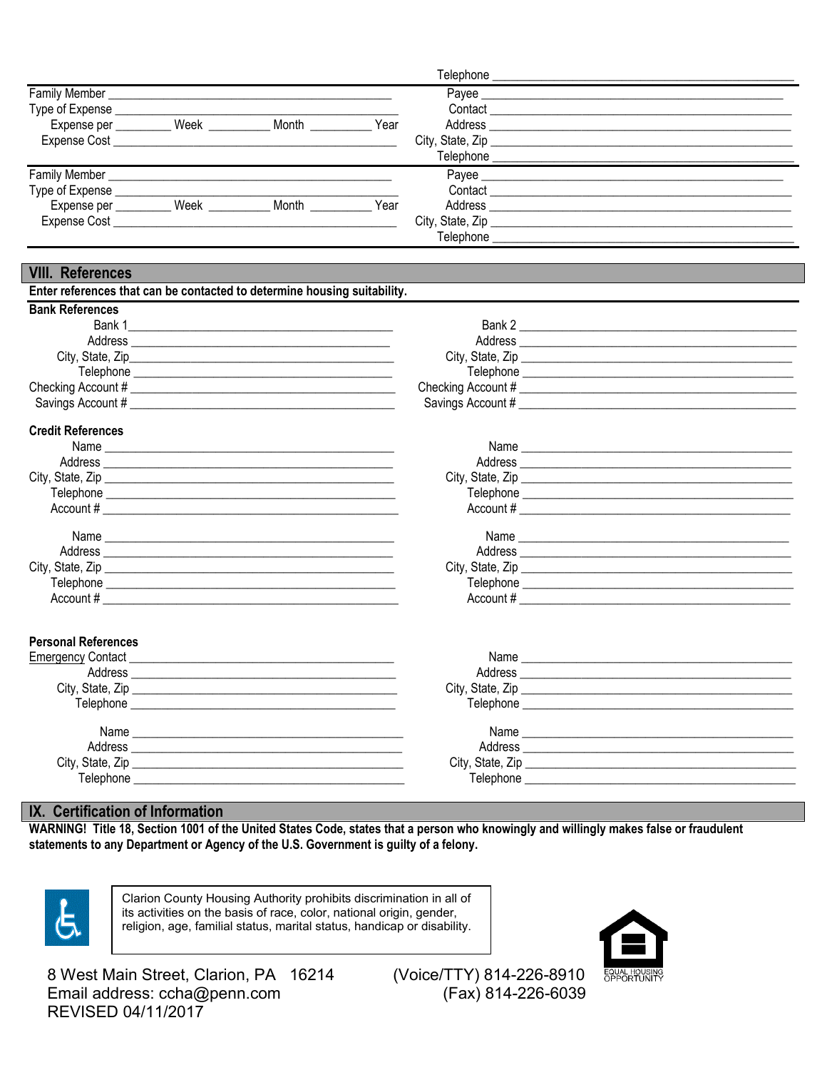Telephone ______________________________

| | |
|---|---|
| Family Member ______________________ | Payee ______________________ |
| Type of Expense ______________________ | Contact ______________________ |
| Expense per ________ Week ________ Month ________ Year | Address ______________________ |
| Expense Cost ______________________ | City, State, Zip ______________________ |
| | Telephone ______________________ |
| Family Member ______________________ | Payee ______________________ |
| Type of Expense ______________________ | Contact ______________________ |
| Expense per ________ Week ________ Month ________ Year | Address ______________________ |
| Expense Cost ______________________ | City, State, Zip ______________________ |
| | Telephone ______________________ |

## VIII. References

**Enter references that can be contacted to determine housing suitability.**

**Bank References**

| | |
|---|---|
| Bank 1 ______________________ | Bank 2 ______________________ |
| Address ______________________ | Address ______________________ |
| City, State, Zip ______________________ | City, State, Zip ______________________ |
| Telephone ______________________ | Telephone ______________________ |
| Checking Account # ______________________ | Checking Account # ______________________ |
| Savings Account # ______________________ | Savings Account # ______________________ |

**Credit References**

| | |
|---|---|
| Name ______________________ | Name ______________________ |
| Address ______________________ | Address ______________________ |
| City, State, Zip ______________________ | City, State, Zip ______________________ |
| Telephone ______________________ | Telephone ______________________ |
| Account # ______________________ | Account # ______________________ |
| Name ______________________ | Name ______________________ |
| Address ______________________ | Address ______________________ |
| City, State, Zip ______________________ | City, State, Zip ______________________ |
| Telephone ______________________ | Telephone ______________________ |
| Account # ______________________ | Account # ______________________ |

**Personal References**

| | |
|---|---|
| Emergency Contact ______________________ | Name ______________________ |
| Address ______________________ | Address ______________________ |
| City, State, Zip ______________________ | City, State, Zip ______________________ |
| Telephone ______________________ | Telephone ______________________ |
| Name ______________________ | Name ______________________ |
| Address ______________________ | Address ______________________ |
| City, State, Zip ______________________ | City, State, Zip ______________________ |
| Telephone ______________________ | Telephone ______________________ |

## IX. Certification of Information

**WARNING! Title 18, Section 1001 of the United States Code, states that a person who knowingly and willingly makes false or fraudulent statements to any Department or Agency of the U.S. Government is guilty of a felony.**

Clarion County Housing Authority prohibits discrimination in all of its activities on the basis of race, color, national origin, gender, religion, age, familial status, marital status, handicap or disability.

EQUAL HOUSING OPPORTUNITY

8 West Main Street, Clarion, PA 16214
Email address: ccha@penn.com
REVISED 04/11/2017

(Voice/TTY) 814-226-8910
(Fax) 814-226-6039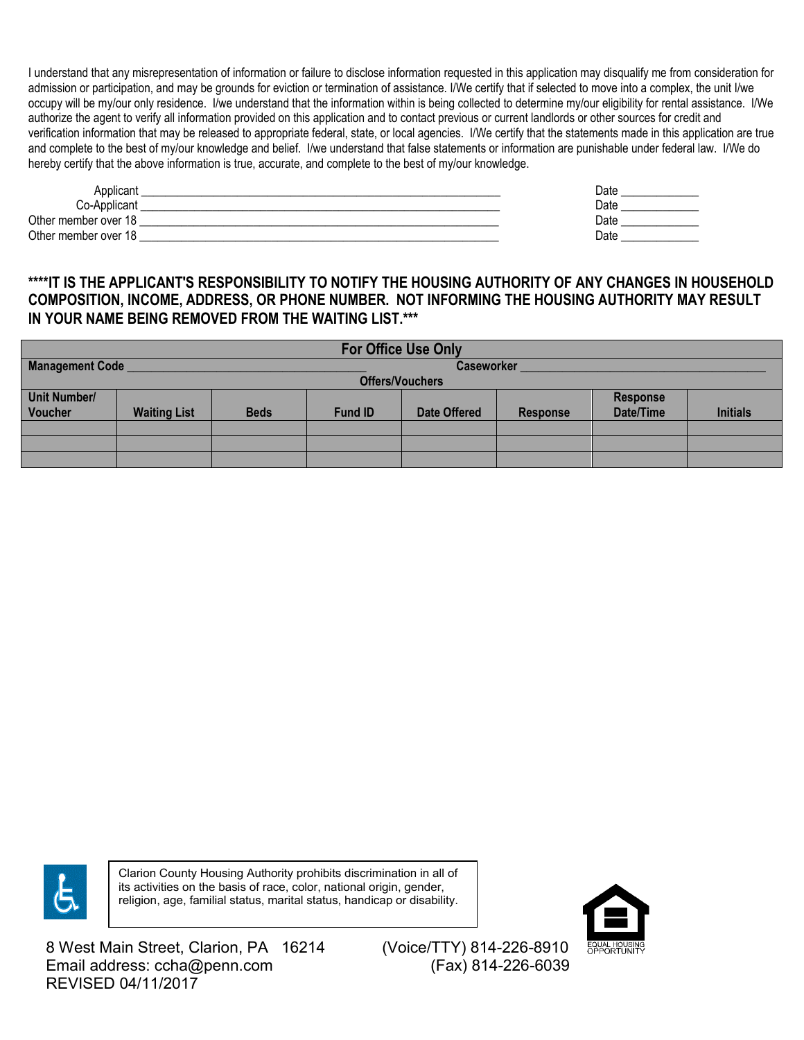I understand that any misrepresentation of information or failure to disclose information requested in this application may disqualify me from consideration for admission or participation, and may be grounds for eviction or termination of assistance. I/We certify that if selected to move into a complex, the unit I/we occupy will be my/our only residence. I/we understand that the information within is being collected to determine my/our eligibility for rental assistance. I/We authorize the agent to verify all information provided on this application and to contact previous or current landlords or other sources for credit and verification information that may be released to appropriate federal, state, or local agencies. I/We certify that the statements made in this application are true and complete to the best of my/our knowledge and belief. I/we understand that false statements or information are punishable under federal law. I/We do hereby certify that the above information is true, accurate, and complete to the best of my/our knowledge.

Applicant ________________________________________________ Date ____________

Co-Applicant ________________________________________________ Date ____________

Other member over 18 ________________________________________________ Date ____________

Other member over 18 ________________________________________________ Date ____________

**\*\*\*\*IT IS THE APPLICANT'S RESPONSIBILITY TO NOTIFY THE HOUSING AUTHORITY OF ANY CHANGES IN HOUSEHOLD COMPOSITION, INCOME, ADDRESS, OR PHONE NUMBER. NOT INFORMING THE HOUSING AUTHORITY MAY RESULT IN YOUR NAME BEING REMOVED FROM THE WAITING LIST.\*\*\***

**For Office Use Only**

**Management Code** ______________________ **Caseworker** ______________________

**Offers/Vouchers**

| Unit Number/ Voucher | Waiting List | Beds | Fund ID | Date Offered | Response | Response Date/Time | Initials |
|---|---|---|---|---|---|---|---|
| | | | | | | | |
| | | | | | | | |
| | | | | | | | |

Clarion County Housing Authority prohibits discrimination in all of its activities on the basis of race, color, national origin, gender, religion, age, familial status, marital status, handicap or disability.

EQUAL HOUSING OPPORTUNITY

8 West Main Street, Clarion, PA 16214
Email address: ccha@penn.com
REVISED 04/11/2017

(Voice/TTY) 814-226-8910
(Fax) 814-226-6039